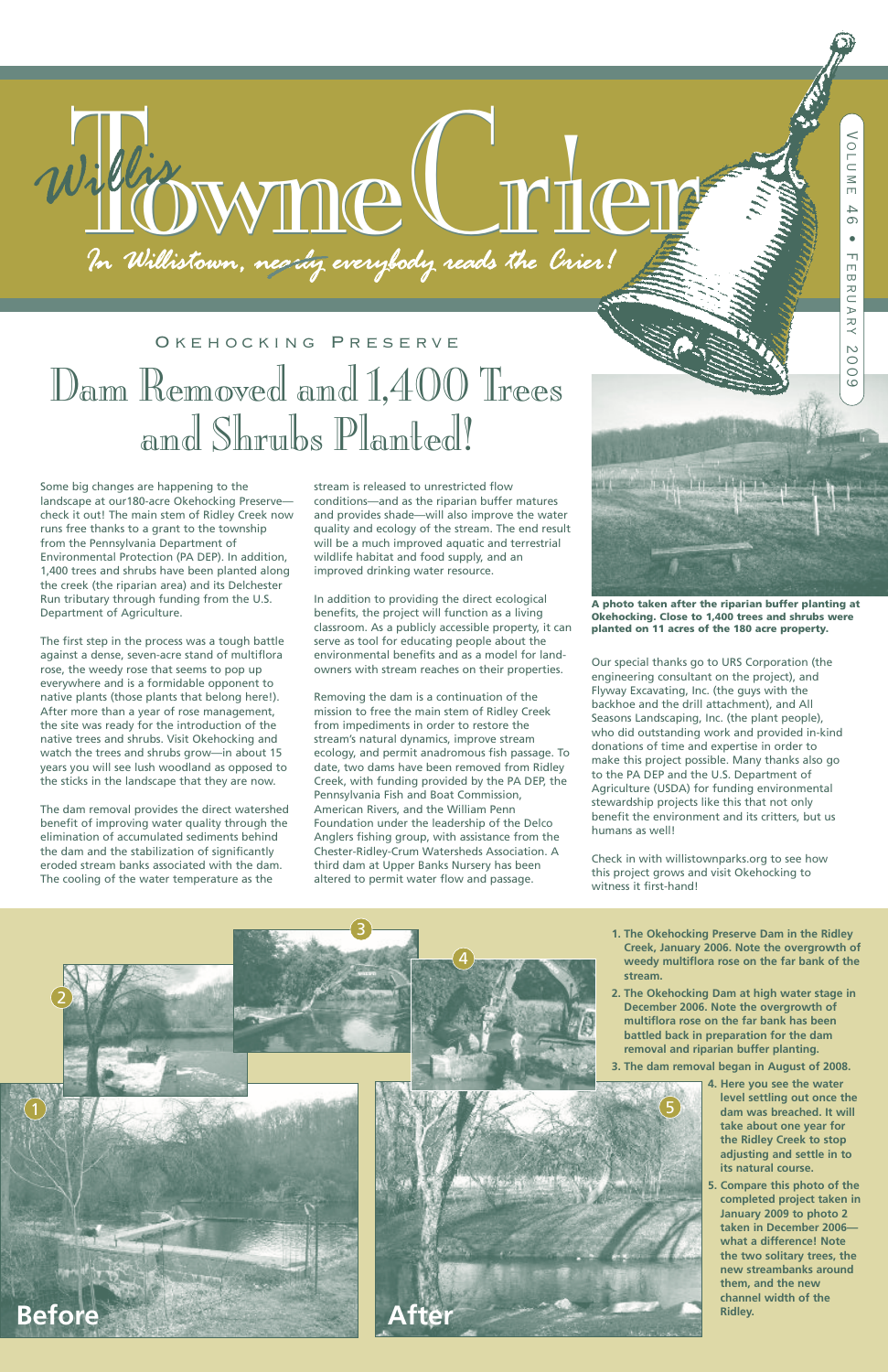# Willis Towne Crier

*In Willistown, ~~nearly~~ everybody reads the Crier!*

Volume 46 • February 2009

## Okehocking Preserve

# Dam Removed and 1,400 Trees and Shrubs Planted!

Some big changes are happening to the landscape at our180-acre Okehocking Preserve—check it out! The main stem of Ridley Creek now runs free thanks to a grant to the township from the Pennsylvania Department of Environmental Protection (PA DEP). In addition, 1,400 trees and shrubs have been planted along the creek (the riparian area) and its Delchester Run tributary through funding from the U.S. Department of Agriculture.

The first step in the process was a tough battle against a dense, seven-acre stand of multiflora rose, the weedy rose that seems to pop up everywhere and is a formidable opponent to native plants (those plants that belong here!). After more than a year of rose management, the site was ready for the introduction of the native trees and shrubs. Visit Okehocking and watch the trees and shrubs grow—in about 15 years you will see lush woodland as opposed to the sticks in the landscape that they are now.

The dam removal provides the direct watershed benefit of improving water quality through the elimination of accumulated sediments behind the dam and the stabilization of significantly eroded stream banks associated with the dam. The cooling of the water temperature as the stream is released to unrestricted flow conditions—and as the riparian buffer matures and provides shade—will also improve the water quality and ecology of the stream. The end result will be a much improved aquatic and terrestrial wildlife habitat and food supply, and an improved drinking water resource.

In addition to providing the direct ecological benefits, the project will function as a living classroom. As a publicly accessible property, it can serve as tool for educating people about the environmental benefits and as a model for land-owners with stream reaches on their properties.

Removing the dam is a continuation of the mission to free the main stem of Ridley Creek from impediments in order to restore the stream's natural dynamics, improve stream ecology, and permit anadromous fish passage. To date, two dams have been removed from Ridley Creek, with funding provided by the PA DEP, the Pennsylvania Fish and Boat Commission, American Rivers, and the William Penn Foundation under the leadership of the Delco Anglers fishing group, with assistance from the Chester-Ridley-Crum Watersheds Association. A third dam at Upper Banks Nursery has been altered to permit water flow and passage.

**A photo taken after the riparian buffer planting at Okehocking. Close to 1,400 trees and shrubs were planted on 11 acres of the 180 acre property.**

Our special thanks go to URS Corporation (the engineering consultant on the project), and Flyway Excavating, Inc. (the guys with the backhoe and the drill attachment), and All Seasons Landscaping, Inc. (the plant people), who did outstanding work and provided in-kind donations of time and expertise in order to make this project possible. Many thanks also go to the PA DEP and the U.S. Department of Agriculture (USDA) for funding environmental stewardship projects like this that not only benefit the environment and its critters, but us humans as well!

Check in with willistownparks.org to see how this project grows and visit Okehocking to witness it first-hand!

Before

After

1. **The Okehocking Preserve Dam in the Ridley Creek, January 2006. Note the overgrowth of weedy multiflora rose on the far bank of the stream.**
2. **The Okehocking Dam at high water stage in December 2006. Note the overgrowth of multiflora rose on the far bank has been battled back in preparation for the dam removal and riparian buffer planting.**
3. **The dam removal began in August of 2008.**
4. **Here you see the water level settling out once the dam was breached. It will take about one year for the Ridley Creek to stop adjusting and settle in to its natural course.**
5. **Compare this photo of the completed project taken in January 2009 to photo 2 taken in December 2006—what a difference! Note the two solitary trees, the new streambanks around them, and the new channel width of the Ridley.**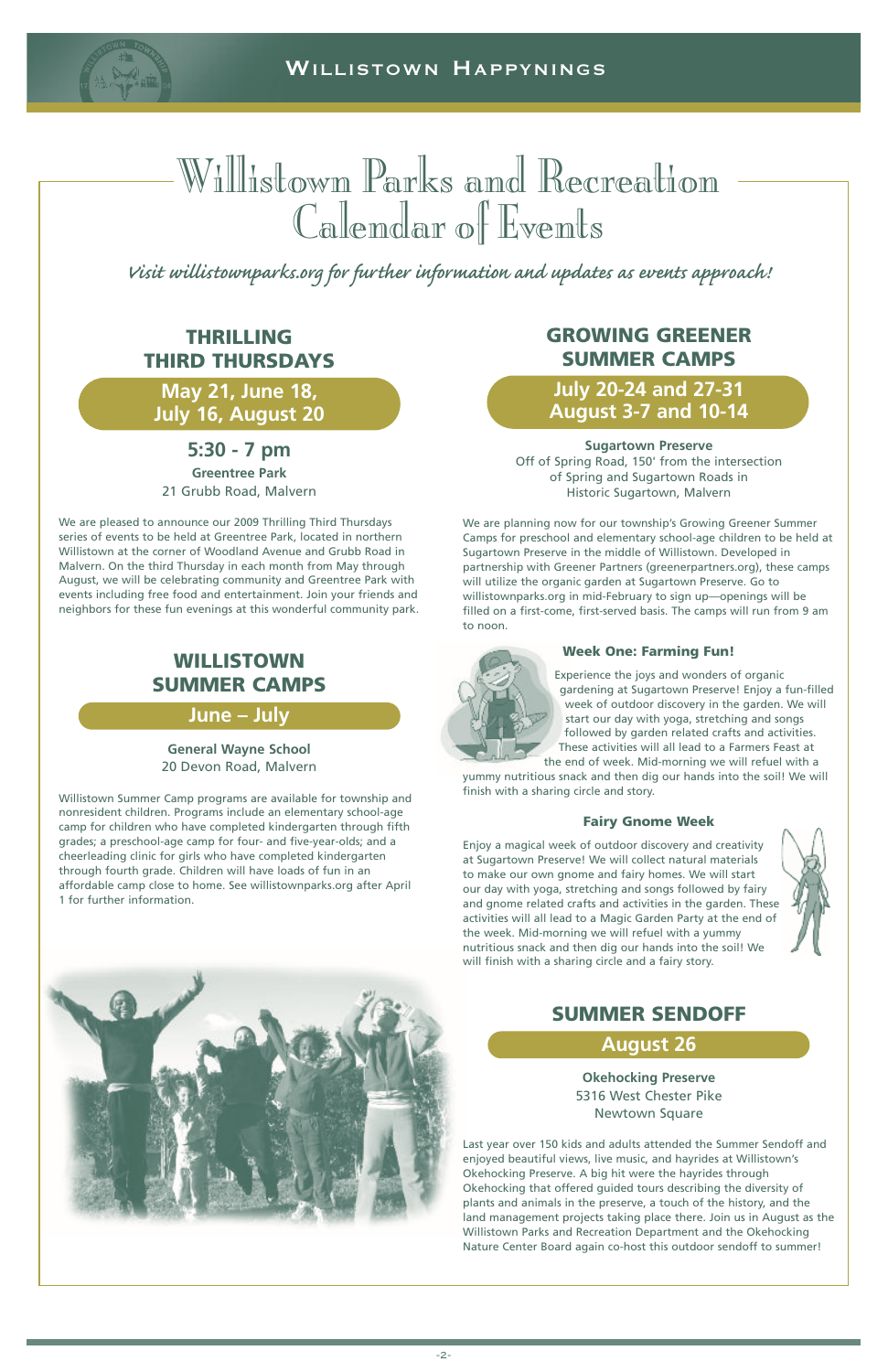# Willistown Parks and Recreation Calendar of Events

*Visit willistownparks.org for further information and updates as events approach!*

## THRILLING THIRD THURSDAYS

**May 21, June 18, July 16, August 20**

**5:30 - 7 pm**

**Greentree Park**
21 Grubb Road, Malvern

We are pleased to announce our 2009 Thrilling Third Thursdays series of events to be held at Greentree Park, located in northern Willistown at the corner of Woodland Avenue and Grubb Road in Malvern. On the third Thursday in each month from May through August, we will be celebrating community and Greentree Park with events including free food and entertainment. Join your friends and neighbors for these fun evenings at this wonderful community park.

## WILLISTOWN SUMMER CAMPS

**June – July**

**General Wayne School**
20 Devon Road, Malvern

Willistown Summer Camp programs are available for township and nonresident children. Programs include an elementary school-age camp for children who have completed kindergarten through fifth grades; a preschool-age camp for four- and five-year-olds; and a cheerleading clinic for girls who have completed kindergarten through fourth grade. Children will have loads of fun in an affordable camp close to home. See willistownparks.org after April 1 for further information.

## GROWING GREENER SUMMER CAMPS

**July 20-24 and 27-31
August 3-7 and 10-14**

**Sugartown Preserve**
Off of Spring Road, 150' from the intersection of Spring and Sugartown Roads in Historic Sugartown, Malvern

We are planning now for our township's Growing Greener Summer Camps for preschool and elementary school-age children to be held at Sugartown Preserve in the middle of Willistown. Developed in partnership with Greener Partners (greenerpartners.org), these camps will utilize the organic garden at Sugartown Preserve. Go to willistownparks.org in mid-February to sign up—openings will be filled on a first-come, first-served basis. The camps will run from 9 am to noon.

### Week One: Farming Fun!

Experience the joys and wonders of organic gardening at Sugartown Preserve! Enjoy a fun-filled week of outdoor discovery in the garden. We will start our day with yoga, stretching and songs followed by garden related crafts and activities. These activities will all lead to a Farmers Feast at the end of week. Mid-morning we will refuel with a yummy nutritious snack and then dig our hands into the soil! We will finish with a sharing circle and story.

### Fairy Gnome Week

Enjoy a magical week of outdoor discovery and creativity at Sugartown Preserve! We will collect natural materials to make our own gnome and fairy homes. We will start our day with yoga, stretching and songs followed by fairy and gnome related crafts and activities in the garden. These activities will all lead to a Magic Garden Party at the end of the week. Mid-morning we will refuel with a yummy nutritious snack and then dig our hands into the soil! We will finish with a sharing circle and a fairy story.

## SUMMER SENDOFF

**August 26**

**Okehocking Preserve**
5316 West Chester Pike
Newtown Square

Last year over 150 kids and adults attended the Summer Sendoff and enjoyed beautiful views, live music, and hayrides at Willistown's Okehocking Preserve. A big hit were the hayrides through Okehocking that offered guided tours describing the diversity of plants and animals in the preserve, a touch of the history, and the land management projects taking place there. Join us in August as the Willistown Parks and Recreation Department and the Okehocking Nature Center Board again co-host this outdoor sendoff to summer!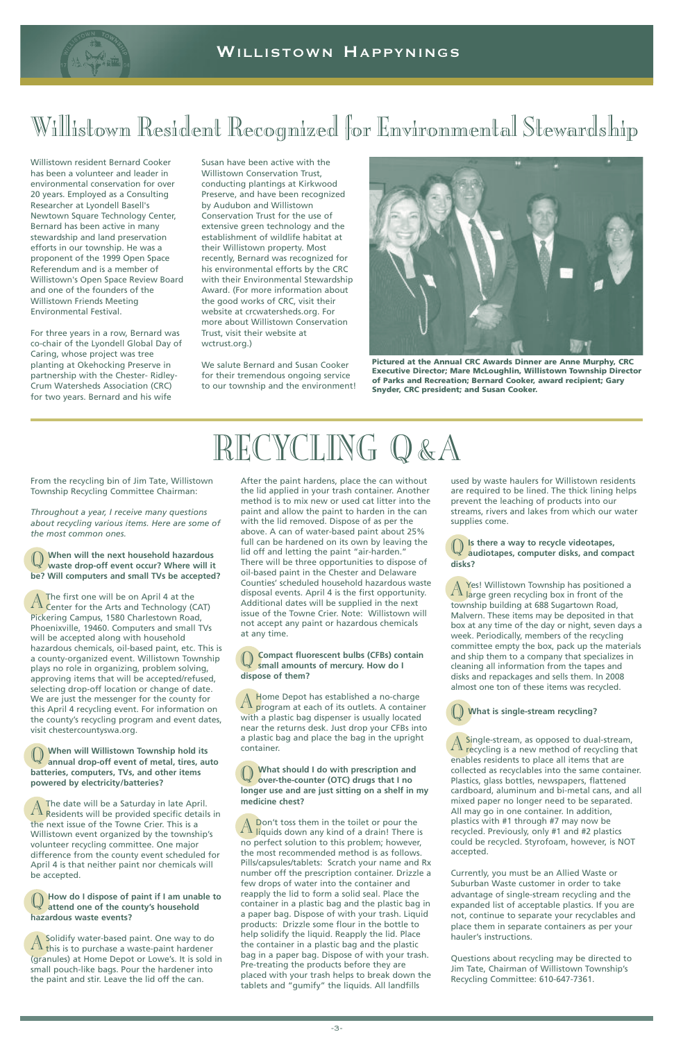# Willistown Resident Recognized for Environmental Stewardship

Willistown resident Bernard Cooker has been a volunteer and leader in environmental conservation for over 20 years. Employed as a Consulting Researcher at Lyondell Basell's Newtown Square Technology Center, Bernard has been active in many stewardship and land preservation efforts in our township. He was a proponent of the 1999 Open Space Referendum and is a member of Willistown's Open Space Review Board and one of the founders of the Willistown Friends Meeting Environmental Festival.

For three years in a row, Bernard was co-chair of the Lyondell Global Day of Caring, whose project was tree planting at Okehocking Preserve in partnership with the Chester- Ridley-Crum Watersheds Association (CRC) for two years. Bernard and his wife Susan have been active with the Willistown Conservation Trust, conducting plantings at Kirkwood Preserve, and have been recognized by Audubon and Willistown Conservation Trust for the use of extensive green technology and the establishment of wildlife habitat at their Willistown property. Most recently, Bernard was recognized for his environmental efforts by the CRC with their Environmental Stewardship Award. (For more information about the good works of CRC, visit their website at crcwatersheds.org. For more about Willistown Conservation Trust, visit their website at wctrust.org.)

We salute Bernard and Susan Cooker for their tremendous ongoing service to our township and the environment!

**Pictured at the Annual CRC Awards Dinner are Anne Murphy, CRC Executive Director; Mare McLoughlin, Willistown Township Director of Parks and Recreation; Bernard Cooker, award recipient; Gary Snyder, CRC president; and Susan Cooker.**

# RECYCLING Q&A

From the recycling bin of Jim Tate, Willistown Township Recycling Committee Chairman:

*Throughout a year, I receive many questions about recycling various items. Here are some of the most common ones.*

**Q When will the next household hazardous waste drop-off event occur? Where will it be? Will computers and small TVs be accepted?**

A The first one will be on April 4 at the Center for the Arts and Technology (CAT) Pickering Campus, 1580 Charlestown Road, Phoenixville, 19460. Computers and small TVs will be accepted along with household hazardous chemicals, oil-based paint, etc. This is a county-organized event. Willistown Township plays no role in organizing, problem solving, approving items that will be accepted/refused, selecting drop-off location or change of date. We are just the messenger for the county for this April 4 recycling event. For information on the county's recycling program and event dates, visit chestercountyswa.org.

**Q When will Willistown Township hold its annual drop-off event of metal, tires, auto batteries, computers, TVs, and other items powered by electricity/batteries?**

A The date will be a Saturday in late April. Residents will be provided specific details in the next issue of the Towne Crier. This is a Willistown event organized by the township's volunteer recycling committee. One major difference from the county event scheduled for April 4 is that neither paint nor chemicals will be accepted.

**Q How do I dispose of paint if I am unable to attend one of the county's household hazardous waste events?**

A Solidify water-based paint. One way to do this is to purchase a waste-paint hardener (granules) at Home Depot or Lowe's. It is sold in small pouch-like bags. Pour the hardener into the paint and stir. Leave the lid off the can. After the paint hardens, place the can without the lid applied in your trash container. Another method is to mix new or used cat litter into the paint and allow the paint to harden in the can with the lid removed. Dispose of as per the above. A can of water-based paint about 25% full can be hardened on its own by leaving the lid off and letting the paint "air-harden." There will be three opportunities to dispose of oil-based paint in the Chester and Delaware Counties' scheduled household hazardous waste disposal events. April 4 is the first opportunity. Additional dates will be supplied in the next issue of the Towne Crier. Note: Willistown will not accept any paint or hazardous chemicals at any time.

**Q Compact fluorescent bulbs (CFBs) contain small amounts of mercury. How do I dispose of them?**

A Home Depot has established a no-charge program at each of its outlets. A container with a plastic bag dispenser is usually located near the returns desk. Just drop your CFBs into a plastic bag and place the bag in the upright container.

**Q What should I do with prescription and over-the-counter (OTC) drugs that I no longer use and are just sitting on a shelf in my medicine chest?**

A Don't toss them in the toilet or pour the liquids down any kind of a drain! There is no perfect solution to this problem; however, the most recommended method is as follows. Pills/capsules/tablets: Scratch your name and Rx number off the prescription container. Drizzle a few drops of water into the container and reapply the lid to form a solid seal. Place the container in a plastic bag and the plastic bag in a paper bag. Dispose of with your trash. Liquid products: Drizzle some flour in the bottle to help solidify the liquid. Reapply the lid. Place the container in a plastic bag and the plastic bag in a paper bag. Dispose of with your trash. Pre-treating the products before they are placed with your trash helps to break down the tablets and "gumify" the liquids. All landfills used by waste haulers for Willistown residents are required to be lined. The thick lining helps prevent the leaching of products into our streams, rivers and lakes from which our water supplies come.

**Q Is there a way to recycle videotapes, audiotapes, computer disks, and compact disks?**

A Yes! Willistown Township has positioned a large green recycling box in front of the township building at 688 Sugartown Road, Malvern. These items may be deposited in that box at any time of the day or night, seven days a week. Periodically, members of the recycling committee empty the box, pack up the materials and ship them to a company that specializes in cleaning all information from the tapes and disks and repackages and sells them. In 2008 almost one ton of these items was recycled.

**Q What is single-stream recycling?**

A Single-stream, as opposed to dual-stream, recycling is a new method of recycling that enables residents to place all items that are collected as recyclables into the same container. Plastics, glass bottles, newspapers, flattened cardboard, aluminum and bi-metal cans, and all mixed paper no longer need to be separated. All may go in one container. In addition, plastics with #1 through #7 may now be recycled. Previously, only #1 and #2 plastics could be recycled. Styrofoam, however, is NOT accepted.

Currently, you must be an Allied Waste or Suburban Waste customer in order to take advantage of single-stream recycling and the expanded list of acceptable plastics. If you are not, continue to separate your recyclables and place them in separate containers as per your hauler's instructions.

Questions about recycling may be directed to Jim Tate, Chairman of Willistown Township's Recycling Committee: 610-647-7361.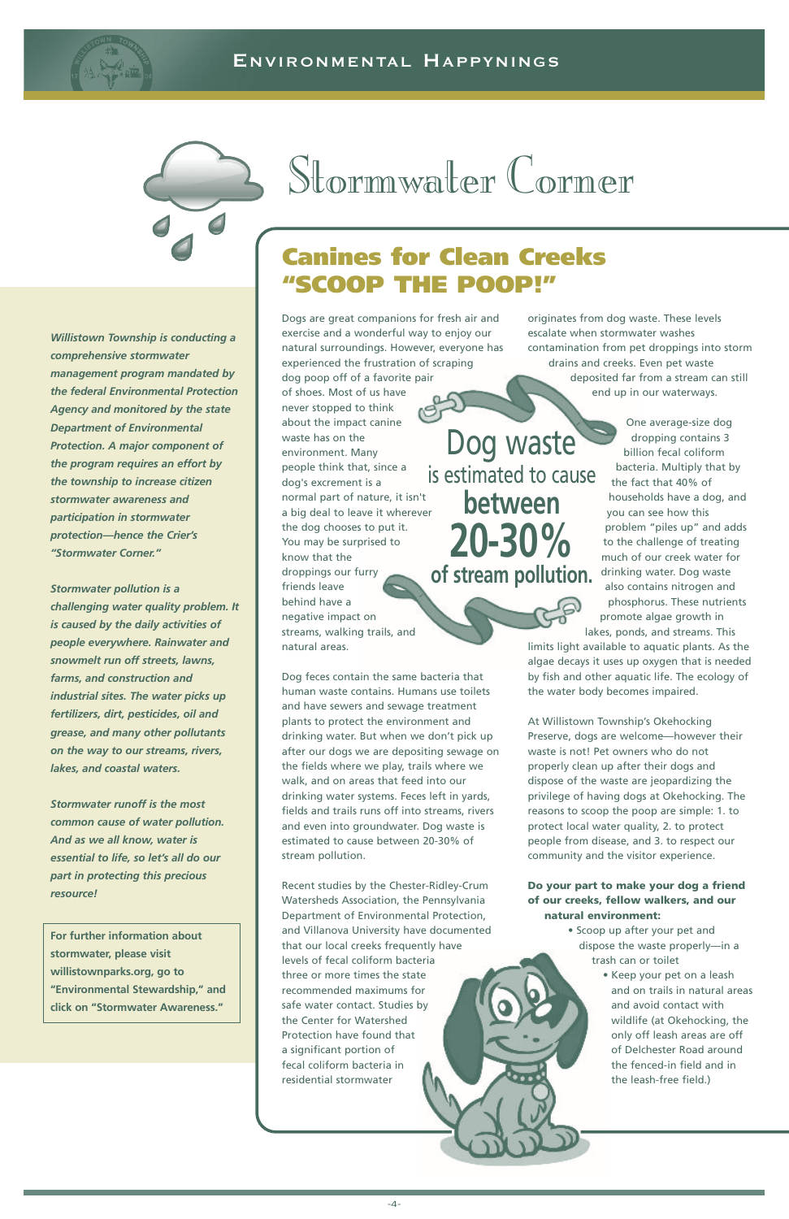# Stormwater Corner

*Willistown Township is conducting a comprehensive stormwater management program mandated by the federal Environmental Protection Agency and monitored by the state Department of Environmental Protection. A major component of the program requires an effort by the township to increase citizen stormwater awareness and participation in stormwater protection—hence the Crier's "Stormwater Corner."*

*Stormwater pollution is a challenging water quality problem. It is caused by the daily activities of people everywhere. Rainwater and snowmelt run off streets, lawns, farms, and construction and industrial sites. The water picks up fertilizers, dirt, pesticides, oil and grease, and many other pollutants on the way to our streams, rivers, lakes, and coastal waters.*

*Stormwater runoff is the most common cause of water pollution. And as we all know, water is essential to life, so let's all do our part in protecting this precious resource!*

**For further information about stormwater, please visit willistownparks.org, go to "Environmental Stewardship," and click on "Stormwater Awareness."**

## Canines for Clean Creeks "SCOOP THE POOP!"

Dogs are great companions for fresh air and exercise and a wonderful way to enjoy our natural surroundings. However, everyone has experienced the frustration of scraping dog poop off of a favorite pair of shoes. Most of us have never stopped to think about the impact canine waste has on the environment. Many people think that, since a dog's excrement is a normal part of nature, it isn't a big deal to leave it wherever the dog chooses to put it. You may be surprised to know that the droppings our furry friends leave behind have a negative impact on streams, walking trails, and natural areas.

**Dog waste is estimated to cause between 20-30% of stream pollution.**

Dog feces contain the same bacteria that human waste contains. Humans use toilets and have sewers and sewage treatment plants to protect the environment and drinking water. But when we don't pick up after our dogs we are depositing sewage on the fields where we play, trails where we walk, and on areas that feed into our drinking water systems. Feces left in yards, fields and trails runs off into streams, rivers and even into groundwater. Dog waste is estimated to cause between 20-30% of stream pollution.

Recent studies by the Chester-Ridley-Crum Watersheds Association, the Pennsylvania Department of Environmental Protection, and Villanova University have documented that our local creeks frequently have levels of fecal coliform bacteria three or more times the state recommended maximums for safe water contact. Studies by the Center for Watershed Protection have found that a significant portion of fecal coliform bacteria in residential stormwater originates from dog waste. These levels escalate when stormwater washes contamination from pet droppings into storm drains and creeks. Even pet waste deposited far from a stream can still end up in our waterways.

One average-size dog dropping contains 3 billion fecal coliform bacteria. Multiply that by the fact that 40% of households have a dog, and you can see how this problem "piles up" and adds to the challenge of treating much of our creek water for drinking water. Dog waste also contains nitrogen and phosphorus. These nutrients promote algae growth in lakes, ponds, and streams. This limits light available to aquatic plants. As the algae decays it uses up oxygen that is needed by fish and other aquatic life. The ecology of the water body becomes impaired.

At Willistown Township's Okehocking Preserve, dogs are welcome—however their waste is not! Pet owners who do not properly clean up after their dogs and dispose of the waste are jeopardizing the privilege of having dogs at Okehocking. The reasons to scoop the poop are simple: 1. to protect local water quality, 2. to protect people from disease, and 3. to respect our community and the visitor experience.

**Do your part to make your dog a friend of our creeks, fellow walkers, and our natural environment:**

- Scoop up after your pet and dispose the waste properly—in a trash can or toilet
- Keep your pet on a leash and on trails in natural areas and avoid contact with wildlife (at Okehocking, the only off leash areas are off of Delchester Road around the fenced-in field and in the leash-free field.)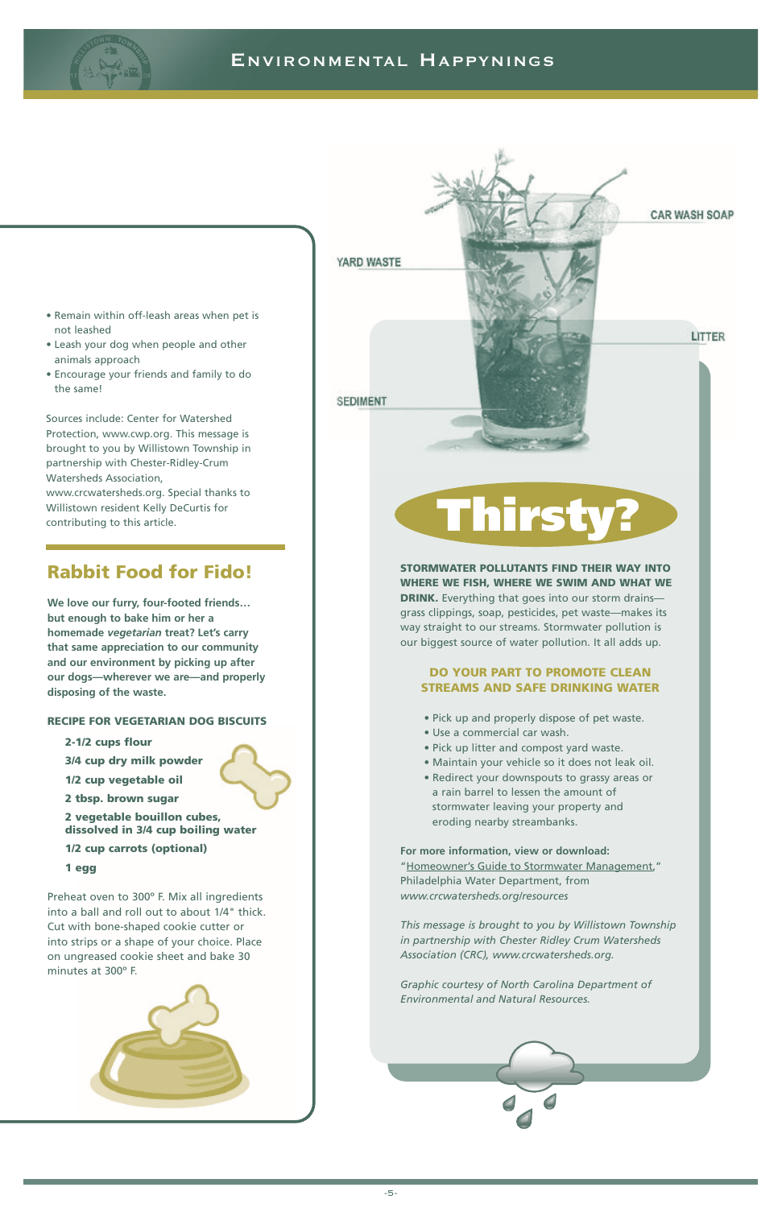- Remain within off-leash areas when pet is not leashed
- Leash your dog when people and other animals approach
- Encourage your friends and family to do the same!

Sources include: Center for Watershed Protection, www.cwp.org. This message is brought to you by Willistown Township in partnership with Chester-Ridley-Crum Watersheds Association, www.crcwatersheds.org. Special thanks to Willistown resident Kelly DeCurtis for contributing to this article.

## Rabbit Food for Fido!

**We love our furry, four-footed friends… but enough to bake him or her a homemade *vegetarian* treat? Let's carry that same appreciation to our community and our environment by picking up after our dogs—wherever we are—and properly disposing of the waste.**

### RECIPE FOR VEGETARIAN DOG BISCUITS

**2-1/2 cups flour**

**3/4 cup dry milk powder**

**1/2 cup vegetable oil**

**2 tbsp. brown sugar**

**2 vegetable bouillon cubes, dissolved in 3/4 cup boiling water**

**1/2 cup carrots (optional)**

**1 egg**

Preheat oven to 300º F. Mix all ingredients into a ball and roll out to about 1/4" thick. Cut with bone-shaped cookie cutter or into strips or a shape of your choice. Place on ungreased cookie sheet and bake 30 minutes at 300º F.

YARD WASTE

CAR WASH SOAP

LITTER

SEDIMENT

## Thirsty?

**STORMWATER POLLUTANTS FIND THEIR WAY INTO WHERE WE FISH, WHERE WE SWIM AND WHAT WE DRINK.** Everything that goes into our storm drains—grass clippings, soap, pesticides, pet waste—makes its way straight to our streams. Stormwater pollution is our biggest source of water pollution. It all adds up.

### DO YOUR PART TO PROMOTE CLEAN STREAMS AND SAFE DRINKING WATER

- Pick up and properly dispose of pet waste.
- Use a commercial car wash.
- Pick up litter and compost yard waste.
- Maintain your vehicle so it does not leak oil.
- Redirect your downspouts to grassy areas or a rain barrel to lessen the amount of stormwater leaving your property and eroding nearby streambanks.

**For more information, view or download:**
"Homeowner's Guide to Stormwater Management," Philadelphia Water Department, from *www.crcwatersheds.org/resources*

*This message is brought to you by Willistown Township in partnership with Chester Ridley Crum Watersheds Association (CRC), www.crcwatersheds.org.*

*Graphic courtesy of North Carolina Department of Environmental and Natural Resources.*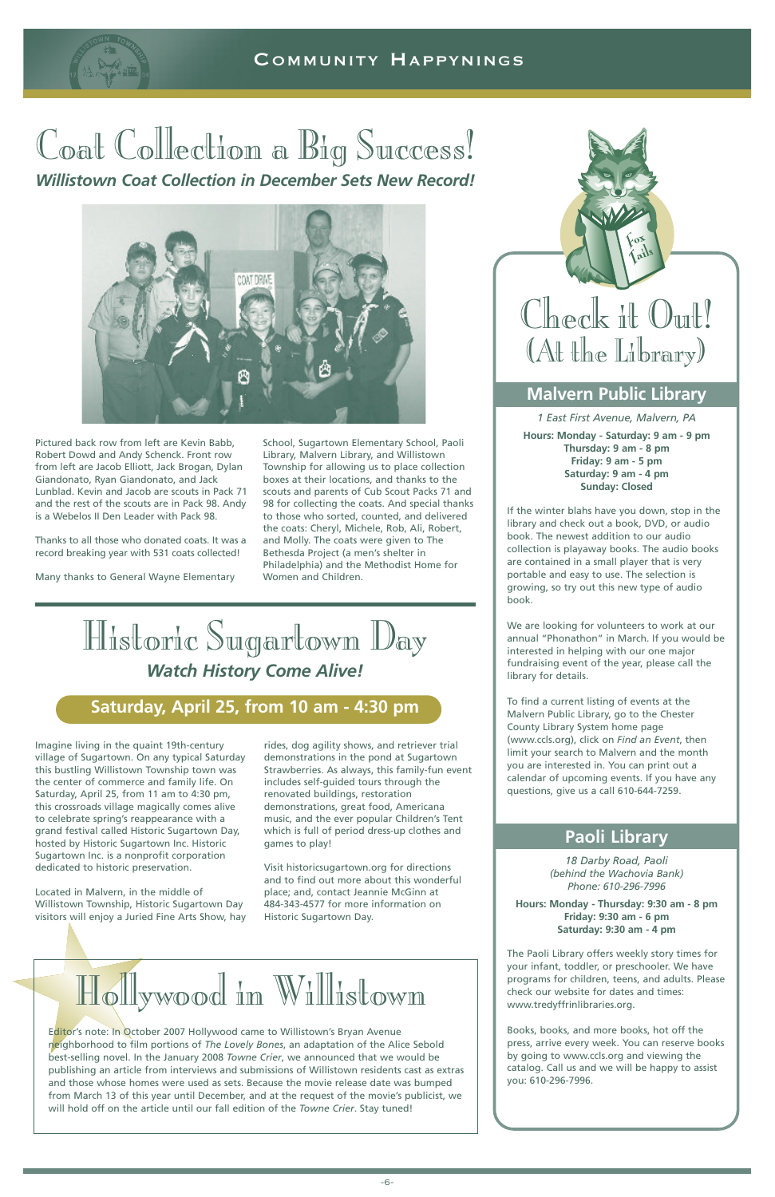# Community Happynings

## Coat Collection a Big Success!

### *Willistown Coat Collection in December Sets New Record!*

Pictured back row from left are Kevin Babb, Robert Dowd and Andy Schenck. Front row from left are Jacob Elliott, Jack Brogan, Dylan Giandonato, Ryan Giandonato, and Jack Lunblad. Kevin and Jacob are scouts in Pack 71 and the rest of the scouts are in Pack 98. Andy is a Webelos II Den Leader with Pack 98.

Thanks to all those who donated coats. It was a record breaking year with 531 coats collected!

Many thanks to General Wayne Elementary School, Sugartown Elementary School, Paoli Library, Malvern Library, and Willistown Township for allowing us to place collection boxes at their locations, and thanks to the scouts and parents of Cub Scout Packs 71 and 98 for collecting the coats. And special thanks to those who sorted, counted, and delivered the coats: Cheryl, Michele, Rob, Ali, Robert, and Molly. The coats were given to The Bethesda Project (a men's shelter in Philadelphia) and the Methodist Home for Women and Children.

## Historic Sugartown Day

### *Watch History Come Alive!*

**Saturday, April 25, from 10 am - 4:30 pm**

Imagine living in the quaint 19th-century village of Sugartown. On any typical Saturday this bustling Willistown Township town was the center of commerce and family life. On Saturday, April 25, from 11 am to 4:30 pm, this crossroads village magically comes alive to celebrate spring's reappearance with a grand festival called Historic Sugartown Day, hosted by Historic Sugartown Inc. Historic Sugartown Inc. is a nonprofit corporation dedicated to historic preservation.

Located in Malvern, in the middle of Willistown Township, Historic Sugartown Day visitors will enjoy a Juried Fine Arts Show, hay rides, dog agility shows, and retriever trial demonstrations in the pond at Sugartown Strawberries. As always, this family-fun event includes self-guided tours through the renovated buildings, restoration demonstrations, great food, Americana music, and the ever popular Children's Tent which is full of period dress-up clothes and games to play!

Visit historicsugartown.org for directions and to find out more about this wonderful place; and, contact Jeannie McGinn at 484-343-4577 for more information on Historic Sugartown Day.

## Hollywood in Willistown

Editor's note: In October 2007 Hollywood came to Willistown's Bryan Avenue neighborhood to film portions of *The Lovely Bones*, an adaptation of the Alice Sebold best-selling novel. In the January 2008 *Towne Crier*, we announced that we would be publishing an article from interviews and submissions of Willistown residents cast as extras and those whose homes were used as sets. Because the movie release date was bumped from March 13 of this year until December, and at the request of the movie's publicist, we will hold off on the article until our fall edition of the *Towne Crier*. Stay tuned!

## Check it Out! (At the Library)

### Malvern Public Library

*1 East First Avenue, Malvern, PA*

**Hours: Monday - Saturday: 9 am - 9 pm**
**Thursday: 9 am - 8 pm**
**Friday: 9 am - 5 pm**
**Saturday: 9 am - 4 pm**
**Sunday: Closed**

If the winter blahs have you down, stop in the library and check out a book, DVD, or audio book. The newest addition to our audio collection is playaway books. The audio books are contained in a small player that is very portable and easy to use. The selection is growing, so try out this new type of audio book.

We are looking for volunteers to work at our annual "Phonathon" in March. If you would be interested in helping with our one major fundraising event of the year, please call the library for details.

To find a current listing of events at the Malvern Public Library, go to the Chester County Library System home page (www.ccls.org), click on *Find an Event*, then limit your search to Malvern and the month you are interested in. You can print out a calendar of upcoming events. If you have any questions, give us a call 610-644-7259.

### Paoli Library

*18 Darby Road, Paoli*
*(behind the Wachovia Bank)*
*Phone: 610-296-7996*

**Hours: Monday - Thursday: 9:30 am - 8 pm**
**Friday: 9:30 am - 6 pm**
**Saturday: 9:30 am - 4 pm**

The Paoli Library offers weekly story times for your infant, toddler, or preschooler. We have programs for children, teens, and adults. Please check our website for dates and times: www.tredyffrinlibraries.org.

Books, books, and more books, hot off the press, arrive every week. You can reserve books by going to www.ccls.org and viewing the catalog. Call us and we will be happy to assist you: 610-296-7996.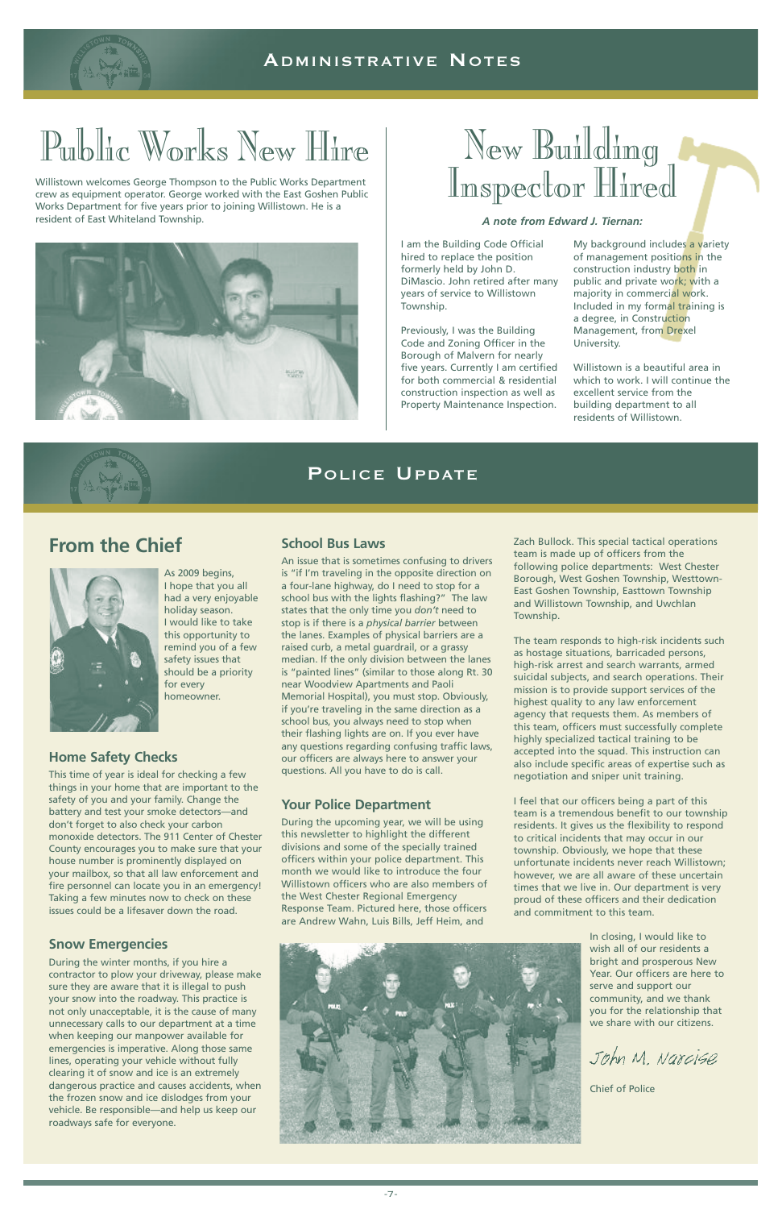# Administrative Notes

## Public Works New Hire

Willistown welcomes George Thompson to the Public Works Department crew as equipment operator. George worked with the East Goshen Public Works Department for five years prior to joining Willistown. He is a resident of East Whiteland Township.

## New Building Inspector Hired

***A note from Edward J. Tiernan:***

I am the Building Code Official hired to replace the position formerly held by John D. DiMascio. John retired after many years of service to Willistown Township.

Previously, I was the Building Code and Zoning Officer in the Borough of Malvern for nearly five years. Currently I am certified for both commercial & residential construction inspection as well as Property Maintenance Inspection.

My background includes a variety of management positions in the construction industry both in public and private work; with a majority in commercial work. Included in my formal training is a degree, in Construction Management, from Drexel University.

Willistown is a beautiful area in which to work. I will continue the excellent service from the building department to all residents of Willistown.

# Police Update

## From the Chief

As 2009 begins, I hope that you all had a very enjoyable holiday season. I would like to take this opportunity to remind you of a few safety issues that should be a priority for every homeowner.

### Home Safety Checks

This time of year is ideal for checking a few things in your home that are important to the safety of you and your family. Change the battery and test your smoke detectors—and don't forget to also check your carbon monoxide detectors. The 911 Center of Chester County encourages you to make sure that your house number is prominently displayed on your mailbox, so that all law enforcement and fire personnel can locate you in an emergency! Taking a few minutes now to check on these issues could be a lifesaver down the road.

### Snow Emergencies

During the winter months, if you hire a contractor to plow your driveway, please make sure they are aware that it is illegal to push your snow into the roadway. This practice is not only unacceptable, it is the cause of many unnecessary calls to our department at a time when keeping our manpower available for emergencies is imperative. Along those same lines, operating your vehicle without fully clearing it of snow and ice is an extremely dangerous practice and causes accidents, when the frozen snow and ice dislodges from your vehicle. Be responsible—and help us keep our roadways safe for everyone.

### School Bus Laws

An issue that is sometimes confusing to drivers is "if I'm traveling in the opposite direction on a four-lane highway, do I need to stop for a school bus with the lights flashing?" The law states that the only time you *don't* need to stop is if there is a *physical barrier* between the lanes. Examples of physical barriers are a raised curb, a metal guardrail, or a grassy median. If the only division between the lanes is "painted lines" (similar to those along Rt. 30 near Woodview Apartments and Paoli Memorial Hospital), you must stop. Obviously, if you're traveling in the same direction as a school bus, you always need to stop when their flashing lights are on. If you ever have any questions regarding confusing traffic laws, our officers are always here to answer your questions. All you have to do is call.

### Your Police Department

During the upcoming year, we will be using this newsletter to highlight the different divisions and some of the specially trained officers within your police department. This month we would like to introduce the four Willistown officers who are also members of the West Chester Regional Emergency Response Team. Pictured here, those officers are Andrew Wahn, Luis Bills, Jeff Heim, and Zach Bullock. This special tactical operations team is made up of officers from the following police departments: West Chester Borough, West Goshen Township, Westtown-East Goshen Township, Easttown Township and Willistown Township, and Uwchlan Township.

The team responds to high-risk incidents such as hostage situations, barricaded persons, high-risk arrest and search warrants, armed suicidal subjects, and search operations. Their mission is to provide support services of the highest quality to any law enforcement agency that requests them. As members of this team, officers must successfully complete highly specialized tactical training to be accepted into the squad. This instruction can also include specific areas of expertise such as negotiation and sniper unit training.

I feel that our officers being a part of this team is a tremendous benefit to our township residents. It gives us the flexibility to respond to critical incidents that may occur in our township. Obviously, we hope that these unfortunate incidents never reach Willistown; however, we are all aware of these uncertain times that we live in. Our department is very proud of these officers and their dedication and commitment to this team.

In closing, I would like to wish all of our residents a bright and prosperous New Year. Our officers are here to serve and support our community, and we thank you for the relationship that we share with our citizens.

*John M. Narcise*

Chief of Police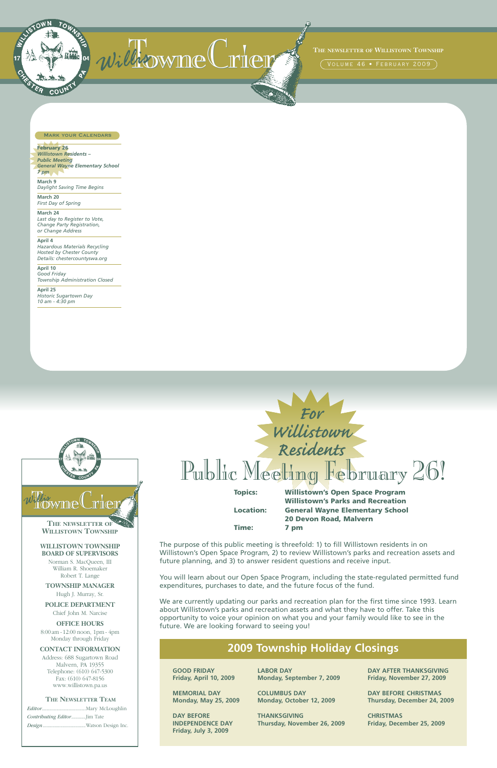# Willis Towne Crier

The newsletter of Willistown Township

Volume 46 • February 2009

## Mark your Calendars

**February 26**
*Willistown Residents – Public Meeting*
*General Wayne Elementary School*
*7 pm*

**March 9**
*Daylight Saving Time Begins*

**March 20**
*First Day of Spring*

**March 24**
*Last day to Register to Vote, Change Party Registration, or Change Address*

**April 4**
*Hazardous Materials Recycling Hosted by Chester County*
*Details: chestercountyswa.org*

**April 10**
*Good Friday*
*Township Administration Closed*

**April 25**
*Historic Sugartown Day*
*10 am - 4:30 pm*

## For Willistown Residents

# Public Meeting February 26!

| | |
|---|---|
| **Topics:** | **Willistown's Open Space Program** **Willistown's Parks and Recreation** |
| **Location:** | **General Wayne Elementary School** **20 Devon Road, Malvern** |
| **Time:** | **7 pm** |

The purpose of this public meeting is threefold: 1) to fill Willistown residents in on Willistown's Open Space Program, 2) to review Willistown's parks and recreation assets and future planning, and 3) to answer resident questions and receive input.

You will learn about our Open Space Program, including the state-regulated permitted fund expenditures, purchases to date, and the future focus of the fund.

We are currently updating our parks and recreation plan for the first time since 1993. Learn about Willistown's parks and recreation assets and what they have to offer. Take this opportunity to voice your opinion on what you and your family would like to see in the future. We are looking forward to seeing you!

## 2009 Township Holiday Closings

**GOOD FRIDAY**
**Friday, April 10, 2009**

**MEMORIAL DAY**
**Monday, May 25, 2009**

**DAY BEFORE INDEPENDENCE DAY**
**Friday, July 3, 2009**

**LABOR DAY**
**Monday, September 7, 2009**

**COLUMBUS DAY**
**Monday, October 12, 2009**

**THANKSGIVING**
**Thursday, November 26, 2009**

**DAY AFTER THANKSGIVING**
**Friday, November 27, 2009**

**DAY BEFORE CHRISTMAS**
**Thursday, December 24, 2009**

**CHRISTMAS**
**Friday, December 25, 2009**

---

# Willis Towne Crier

The Newsletter of Willistown Township

**WILLISTOWN TOWNSHIP BOARD OF SUPERVISORS**
Norman S. MacQueen, III
William R. Shoemaker
Robert T. Lange

**TOWNSHIP MANAGER**
Hugh J. Murray, Sr.

**POLICE DEPARTMENT**
Chief John M. Narcise

**OFFICE HOURS**
8:00 am - 12:00 noon, 1pm - 4pm
Monday through Friday

**CONTACT INFORMATION**
Address: 688 Sugartown Road
Malvern, PA 19355
Telephone: (610) 647-5300
Fax: (610) 647-8156
www.willistown.pa.us

**The Newsletter Team**

*Editor*....................Mary McLoughlin
*Contributing Editor*..........Jim Tate
*Design*....................Watson Design Inc.